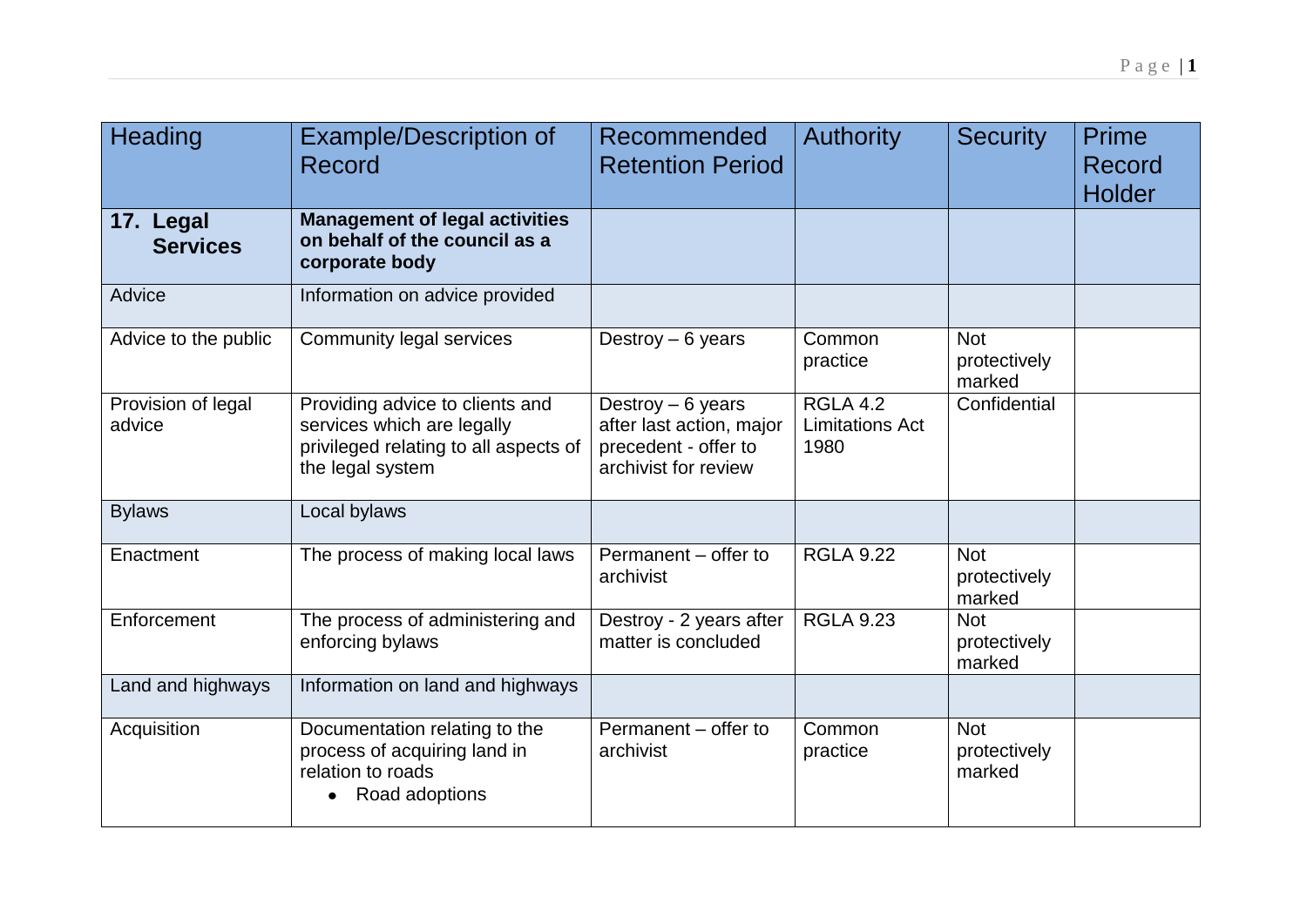| Heading | Example/Description of Record | Recommended Retention Period | Authority | Security | Prime Record Holder |
|---|---|---|---|---|---|
| **17. Legal Services** | **Management of legal activities on behalf of the council as a corporate body** | | | | |
| Advice | Information on advice provided | | | | |
| Advice to the public | Community legal services | Destroy – 6 years | Common practice | Not protectively marked | |
| Provision of legal advice | Providing advice to clients and services which are legally privileged relating to all aspects of the legal system | Destroy – 6 years after last action, major precedent - offer to archivist for review | RGLA 4.2 Limitations Act 1980 | Confidential | |
| Bylaws | Local bylaws | | | | |
| Enactment | The process of making local laws | Permanent – offer to archivist | RGLA 9.22 | Not protectively marked | |
| Enforcement | The process of administering and enforcing bylaws | Destroy - 2 years after matter is concluded | RGLA 9.23 | Not protectively marked | |
| Land and highways | Information on land and highways | | | | |
| Acquisition | Documentation relating to the process of acquiring land in relation to roads<br>• Road adoptions | Permanent – offer to archivist | Common practice | Not protectively marked | |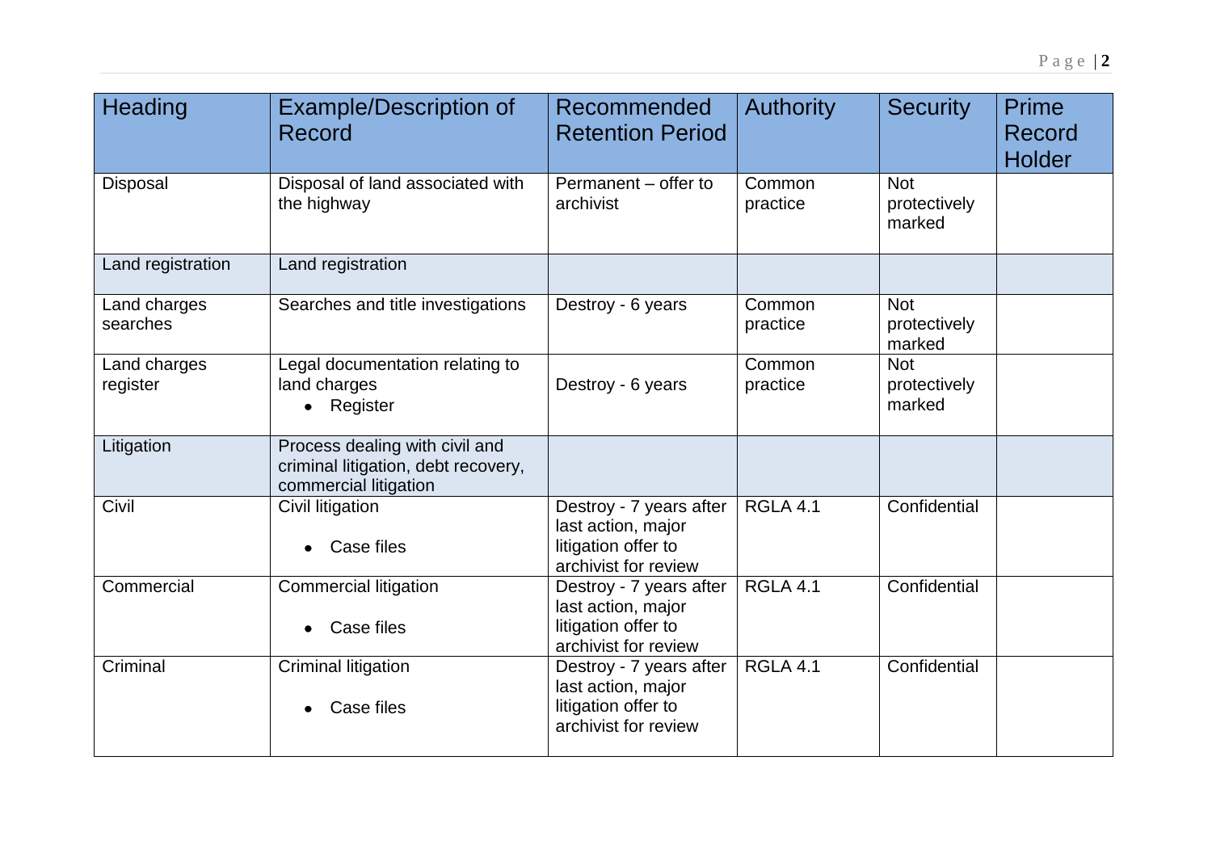| Heading | Example/Description of Record | Recommended Retention Period | Authority | Security | Prime Record Holder |
|---|---|---|---|---|---|
| Disposal | Disposal of land associated with the highway | Permanent – offer to archivist | Common practice | Not protectively marked | |
| Land registration | Land registration | | | | |
| Land charges searches | Searches and title investigations | Destroy - 6 years | Common practice | Not protectively marked | |
| Land charges register | Legal documentation relating to land charges<br>• Register | Destroy - 6 years | Common practice | Not protectively marked | |
| Litigation | Process dealing with civil and criminal litigation, debt recovery, commercial litigation | | | | |
| Civil | Civil litigation<br>• Case files | Destroy - 7 years after last action, major litigation offer to archivist for review | RGLA 4.1 | Confidential | |
| Commercial | Commercial litigation<br>• Case files | Destroy - 7 years after last action, major litigation offer to archivist for review | RGLA 4.1 | Confidential | |
| Criminal | Criminal litigation<br>• Case files | Destroy - 7 years after last action, major litigation offer to archivist for review | RGLA 4.1 | Confidential | |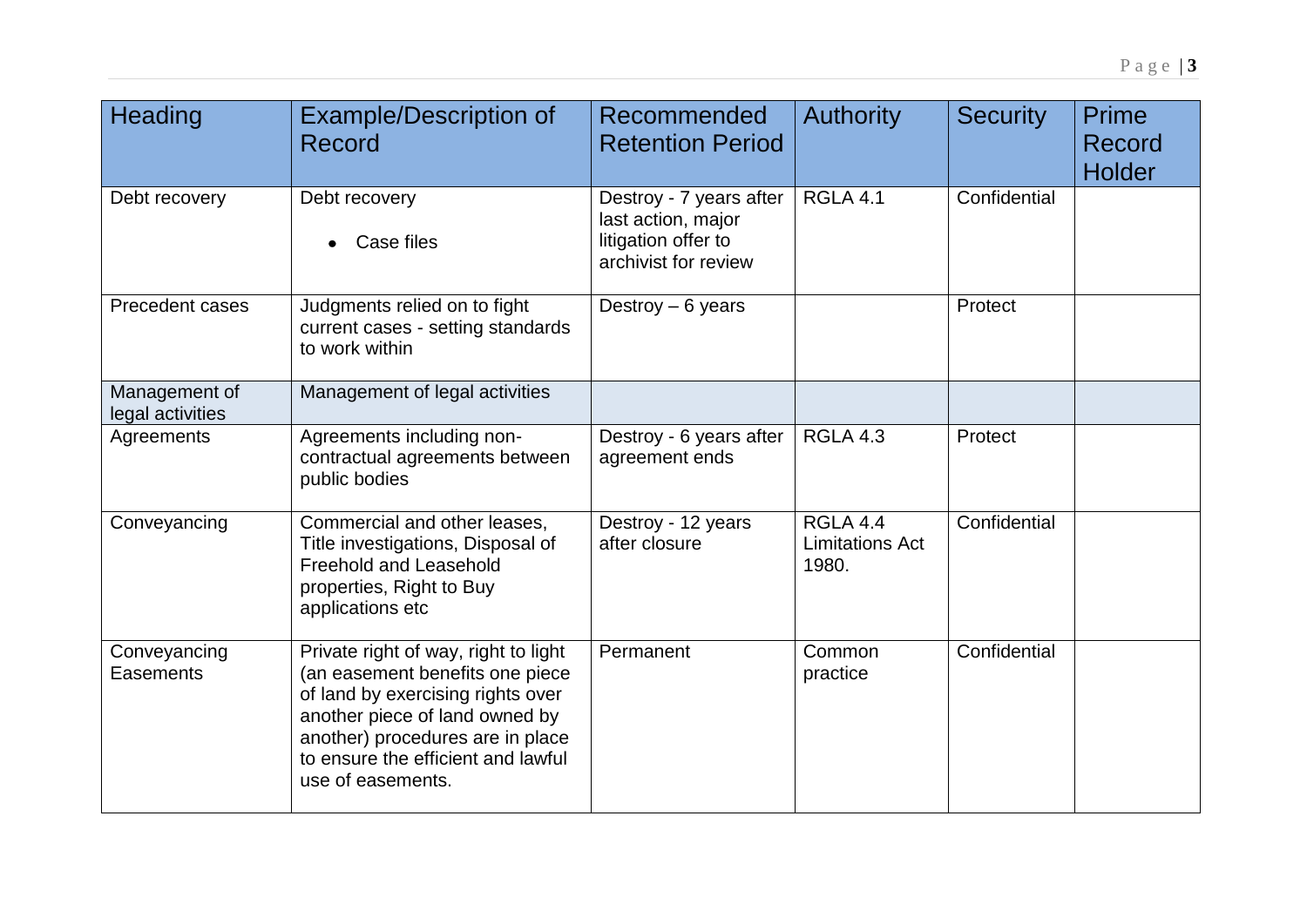| Heading | Example/Description of Record | Recommended Retention Period | Authority | Security | Prime Record Holder |
|---|---|---|---|---|---|
| Debt recovery | Debt recovery<br>• Case files | Destroy - 7 years after last action, major litigation offer to archivist for review | RGLA 4.1 | Confidential | |
| Precedent cases | Judgments relied on to fight current cases - setting standards to work within | Destroy – 6 years | | Protect | |
| Management of legal activities | Management of legal activities | | | | |
| Agreements | Agreements including non-contractual agreements between public bodies | Destroy - 6 years after agreement ends | RGLA 4.3 | Protect | |
| Conveyancing | Commercial and other leases, Title investigations, Disposal of Freehold and Leasehold properties, Right to Buy applications etc | Destroy - 12 years after closure | RGLA 4.4 Limitations Act 1980. | Confidential | |
| Conveyancing Easements | Private right of way, right to light (an easement benefits one piece of land by exercising rights over another piece of land owned by another) procedures are in place to ensure the efficient and lawful use of easements. | Permanent | Common practice | Confidential | |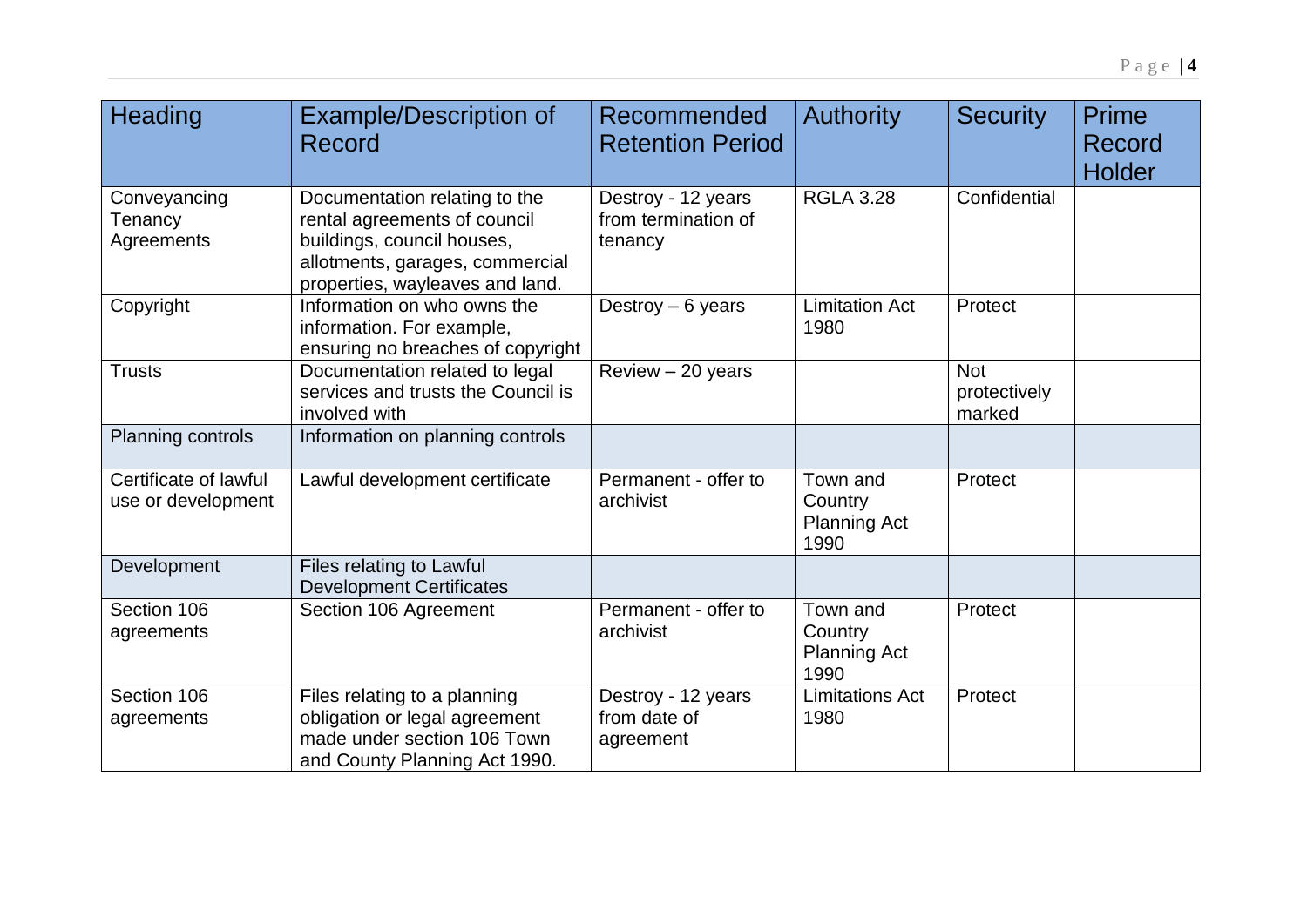| Heading | Example/Description of Record | Recommended Retention Period | Authority | Security | Prime Record Holder |
|---|---|---|---|---|---|
| Conveyancing Tenancy Agreements | Documentation relating to the rental agreements of council buildings, council houses, allotments, garages, commercial properties, wayleaves and land. | Destroy - 12 years from termination of tenancy | RGLA 3.28 | Confidential | |
| Copyright | Information on who owns the information. For example, ensuring no breaches of copyright | Destroy – 6 years | Limitation Act 1980 | Protect | |
| Trusts | Documentation related to legal services and trusts the Council is involved with | Review – 20 years | | Not protectively marked | |
| Planning controls | Information on planning controls | | | | |
| Certificate of lawful use or development | Lawful development certificate | Permanent - offer to archivist | Town and Country Planning Act 1990 | Protect | |
| Development | Files relating to Lawful Development Certificates | | | | |
| Section 106 agreements | Section 106 Agreement | Permanent - offer to archivist | Town and Country Planning Act 1990 | Protect | |
| Section 106 agreements | Files relating to a planning obligation or legal agreement made under section 106 Town and County Planning Act 1990. | Destroy - 12 years from date of agreement | Limitations Act 1980 | Protect | |